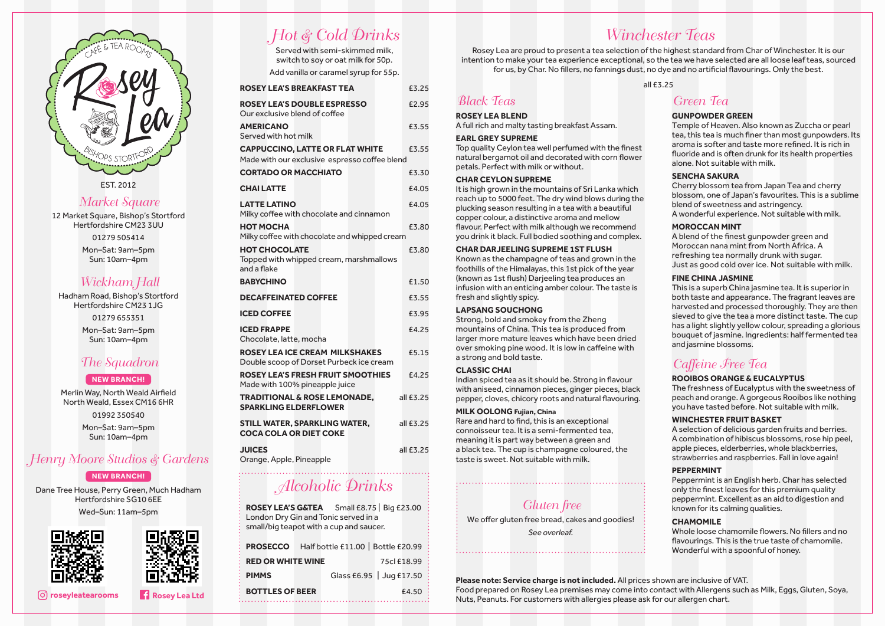CAFÉ & TEA ROOMS

Rosey Lea

BISHOPS STORTFORD

EST. 2012

## Market Square

12 Market Square, Bishop's Stortford
Hertfordshire CM23 3UU

01279 505414

Mon–Sat: 9am–5pm
Sun: 10am–4pm

## Wickham Hall

Hadham Road, Bishop's Stortford
Hertfordshire CM23 1JG

01279 655351

Mon–Sat: 9am–5pm
Sun: 10am–4pm

## The Squadron

NEW BRANCH!

Merlin Way, North Weald Airfield
North Weald, Essex CM16 6HR

01992 350540

Mon–Sat: 9am–5pm
Sun: 10am–4pm

## Henry Moore Studios & Gardens

NEW BRANCH!

Dane Tree House, Perry Green, Much Hadham
Hertfordshire SG10 6EE

Wed–Sun: 11am–5pm

roseyleatearooms

Rosey Lea Ltd

# Hot & Cold Drinks

Served with semi-skimmed milk, switch to soy or oat milk for 50p.
Add vanilla or caramel syrup for 55p.

| | |
|---|---|
| **ROSEY LEA'S BREAKFAST TEA** | £3.25 |
| **ROSEY LEA'S DOUBLE ESPRESSO**<br>Our exclusive blend of coffee | £2.95 |
| **AMERICANO**<br>Served with hot milk | £3.55 |
| **CAPPUCCINO, LATTE OR FLAT WHITE**<br>Made with our exclusive espresso coffee blend | £3.55 |
| **CORTADO OR MACCHIATO** | £3.30 |
| **CHAI LATTE** | £4.05 |
| **LATTE LATINO**<br>Milky coffee with chocolate and cinnamon | £4.05 |
| **HOT MOCHA**<br>Milky coffee with chocolate and whipped cream | £3.80 |
| **HOT CHOCOLATE**<br>Topped with whipped cream, marshmallows and a flake | £3.80 |
| **BABYCHINO** | £1.50 |
| **DECAFFEINATED COFFEE** | £3.55 |
| **ICED COFFEE** | £3.95 |
| **ICED FRAPPE**<br>Chocolate, latte, mocha | £4.25 |
| **ROSEY LEA ICE CREAM MILKSHAKES**<br>Double scoop of Dorset Purbeck ice cream | £5.15 |
| **ROSEY LEA'S FRESH FRUIT SMOOTHIES**<br>Made with 100% pineapple juice | £4.25 |
| **TRADITIONAL & ROSE LEMONADE, SPARKLING ELDERFLOWER** | all £3.25 |
| **STILL WATER, SPARKLING WATER, COCA COLA OR DIET COKE** | all £3.25 |
| **JUICES**<br>Orange, Apple, Pineapple | all £3.25 |

## Alcoholic Drinks

| | |
|---|---|
| **ROSEY LEA'S G&TEA**<br>London Dry Gin and Tonic served in a small/big teapot with a cup and saucer. | Small £8.75 \| Big £23.00 |
| **PROSECCO** | Half bottle £11.00 \| Bottle £20.99 |
| **RED OR WHITE WINE** | 75cl £18.99 |
| **PIMMS** | Glass £6.95 \| Jug £17.50 |
| **BOTTLES OF BEER** | £4.50 |

# Winchester Teas

Rosey Lea are proud to present a tea selection of the highest standard from Char of Winchester. It is our intention to make your tea experience exceptional, so the tea we have selected are all loose leaf teas, sourced for us, by Char. No fillers, no fannings dust, no dye and no artificial flavourings. Only the best.

all £3.25

## Black Teas

**ROSEY LEA BLEND**
A full rich and malty tasting breakfast Assam.

**EARL GREY SUPREME**
Top quality Ceylon tea well perfumed with the finest natural bergamot oil and decorated with corn flower petals. Perfect with milk or without.

**CHAR CEYLON SUPREME**
It is high grown in the mountains of Sri Lanka which reach up to 5000 feet. The dry wind blows during the plucking season resulting in a tea with a beautiful copper colour, a distinctive aroma and mellow flavour. Perfect with milk although we recommend you drink it black. Full bodied soothing and complex.

**CHAR DARJEELING SUPREME 1ST FLUSH**
Known as the champagne of teas and grown in the foothills of the Himalayas, this 1st pick of the year (known as 1st flush) Darjeeling tea produces an infusion with an enticing amber colour. The taste is fresh and slightly spicy.

**LAPSANG SOUCHONG**
Strong, bold and smokey from the Zheng mountains of China. This tea is produced from larger more mature leaves which have been dried over smoking pine wood. It is low in caffeine with a strong and bold taste.

**CLASSIC CHAI**
Indian spiced tea as it should be. Strong in flavour with aniseed, cinnamon pieces, ginger pieces, black pepper, cloves, chicory roots and natural flavouring.

**MILK OOLONG Fujian, China**
Rare and hard to find, this is an exceptional connoisseur tea. It is a semi-fermented tea, meaning it is part way between a green and a black tea. The cup is champagne coloured, the taste is sweet. Not suitable with milk.

## Green Tea

**GUNPOWDER GREEN**
Temple of Heaven. Also known as Zuccha or pearl tea, this tea is much finer than most gunpowders. Its aroma is softer and taste more refined. It is rich in fluoride and is often drunk for its health properties alone. Not suitable with milk.

**SENCHA SAKURA**
Cherry blossom tea from Japan Tea and cherry blossom, one of Japan's favourites. This is a sublime blend of sweetness and astringency.
A wonderful experience. Not suitable with milk.

**MOROCCAN MINT**
A blend of the finest gunpowder green and Moroccan nana mint from North Africa. A refreshing tea normally drunk with sugar.
Just as good cold over ice. Not suitable with milk.

**FINE CHINA JASMINE**
This is a superb China jasmine tea. It is superior in both taste and appearance. The fragrant leaves are harvested and processed thoroughly. They are then sieved to give the tea a more distinct taste. The cup has a light slightly yellow colour, spreading a glorious bouquet of jasmine. Ingredients: half fermented tea and jasmine blossoms.

## Caffeine Free Tea

**ROOIBOS ORANGE & EUCALYPTUS**
The freshness of Eucalyptus with the sweetness of peach and orange. A gorgeous Rooibos like nothing you have tasted before. Not suitable with milk.

**WINCHESTER FRUIT BASKET**
A selection of delicious garden fruits and berries. A combination of hibiscus blossoms, rose hip peel, apple pieces, elderberries, whole blackberries, strawberries and raspberries. Fall in love again!

**PEPPERMINT**
Peppermint is an English herb. Char has selected only the finest leaves for this premium quality peppermint. Excellent as an aid to digestion and known for its calming qualities.

**CHAMOMILE**
Whole loose chamomile flowers. No fillers and no flavourings. This is the true taste of chamomile. Wonderful with a spoonful of honey.

## Gluten free

We offer gluten free bread, cakes and goodies!

*See overleaf.*

**Please note: Service charge is not included.** All prices shown are inclusive of VAT.
Food prepared on Rosey Lea premises may come into contact with Allergens such as Milk, Eggs, Gluten, Soya, Nuts, Peanuts. For customers with allergies please ask for our allergen chart.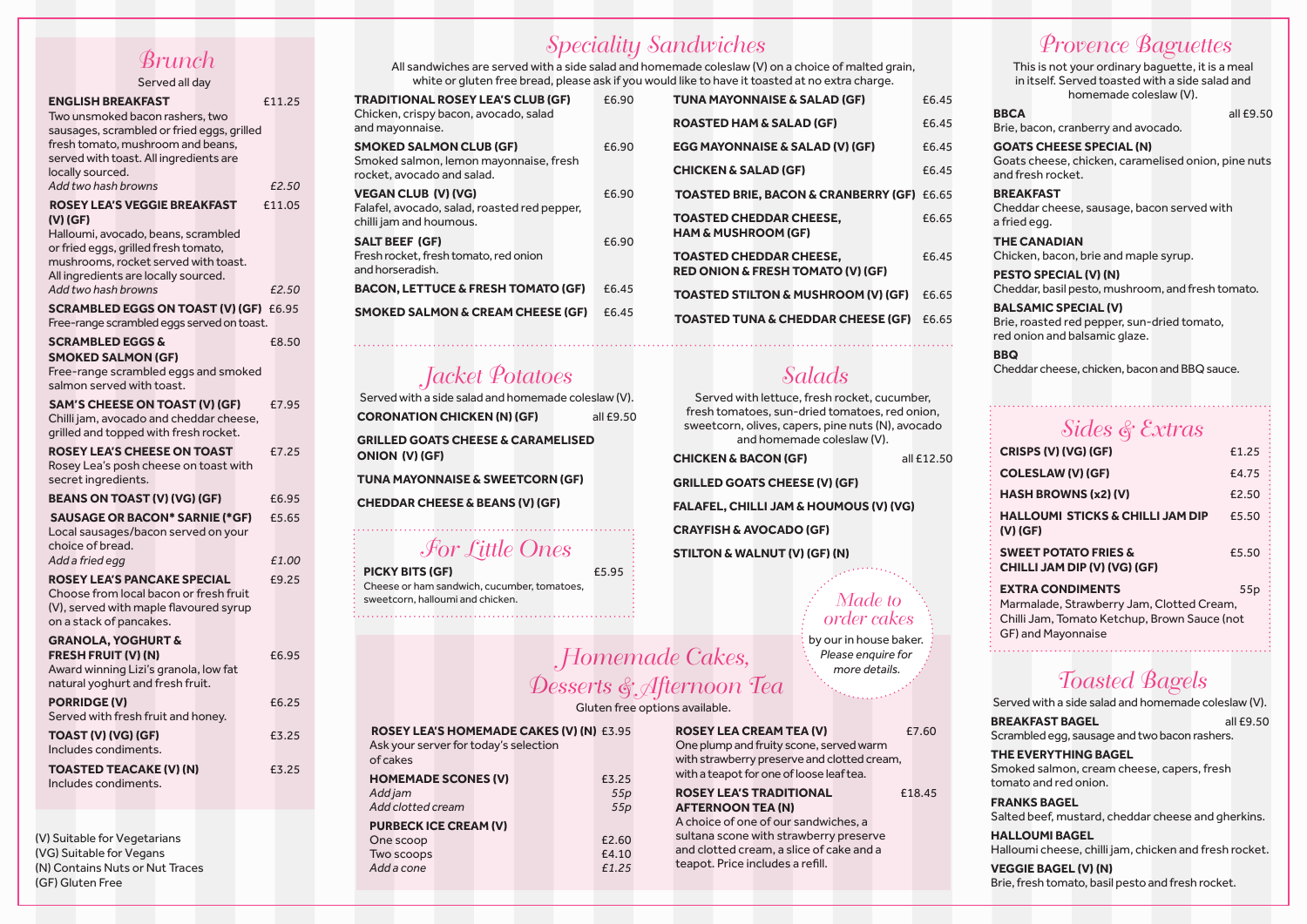## Brunch

Served all day

**ENGLISH BREAKFAST** £11.25
Two unsmoked bacon rashers, two sausages, scrambled or fried eggs, grilled fresh tomato, mushroom and beans, served with toast. All ingredients are locally sourced.
*Add two hash browns* *£2.50*

**ROSEY LEA'S VEGGIE BREAKFAST (V) (GF)** £11.05
Halloumi, avocado, beans, scrambled or fried eggs, grilled fresh tomato, mushrooms, rocket served with toast. All ingredients are locally sourced.
*Add two hash browns* *£2.50*

**SCRAMBLED EGGS ON TOAST (V) (GF)** £6.95
Free-range scrambled eggs served on toast.

**SCRAMBLED EGGS & SMOKED SALMON (GF)** £8.50
Free-range scrambled eggs and smoked salmon served with toast.

**SAM'S CHEESE ON TOAST (V) (GF)** £7.95
Chilli jam, avocado and cheddar cheese, grilled and topped with fresh rocket.

**ROSEY LEA'S CHEESE ON TOAST** £7.25
Rosey Lea's posh cheese on toast with secret ingredients.

**BEANS ON TOAST (V) (VG) (GF)** £6.95

**SAUSAGE OR BACON* SARNIE (*GF)** £5.65
Local sausages/bacon served on your choice of bread.
*Add a fried egg* *£1.00*

**ROSEY LEA'S PANCAKE SPECIAL** £9.25
Choose from local bacon or fresh fruit (V), served with maple flavoured syrup on a stack of pancakes.

**GRANOLA, YOGHURT & FRESH FRUIT (V) (N)** £6.95
Award winning Lizi's granola, low fat natural yoghurt and fresh fruit.

**PORRIDGE (V)** £6.25
Served with fresh fruit and honey.

**TOAST (V) (VG) (GF)** £3.25
Includes condiments.

**TOASTED TEACAKE (V) (N)** £3.25
Includes condiments.

(V) Suitable for Vegetarians
(VG) Suitable for Vegans
(N) Contains Nuts or Nut Traces
(GF) Gluten Free

## Speciality Sandwiches

All sandwiches are served with a side salad and homemade coleslaw (V) on a choice of malted grain, white or gluten free bread, please ask if you would like to have it toasted at no extra charge.

**TRADITIONAL ROSEY LEA'S CLUB (GF)** £6.90
Chicken, crispy bacon, avocado, salad and mayonnaise.

**SMOKED SALMON CLUB (GF)** £6.90
Smoked salmon, lemon mayonnaise, fresh rocket, avocado and salad.

**VEGAN CLUB (V) (VG)** £6.90
Falafel, avocado, salad, roasted red pepper, chilli jam and houmous.

**SALT BEEF (GF)** £6.90
Fresh rocket, fresh tomato, red onion and horseradish.

**BACON, LETTUCE & FRESH TOMATO (GF)** £6.45

**SMOKED SALMON & CREAM CHEESE (GF)** £6.45

**TUNA MAYONNAISE & SALAD (GF)** £6.45

**ROASTED HAM & SALAD (GF)** £6.45

**EGG MAYONNAISE & SALAD (V) (GF)** £6.45

**CHICKEN & SALAD (GF)** £6.45

**TOASTED BRIE, BACON & CRANBERRY (GF)** £6.65

**TOASTED CHEDDAR CHEESE, HAM & MUSHROOM (GF)** £6.65

**TOASTED CHEDDAR CHEESE, RED ONION & FRESH TOMATO (V) (GF)** £6.45

**TOASTED STILTON & MUSHROOM (V) (GF)** £6.65

**TOASTED TUNA & CHEDDAR CHEESE (GF)** £6.65

## Jacket Potatoes

Served with a side salad and homemade coleslaw (V).

all £9.50

**CORONATION CHICKEN (N) (GF)**

**GRILLED GOATS CHEESE & CARAMELISED ONION (V) (GF)**

**TUNA MAYONNAISE & SWEETCORN (GF)**

**CHEDDAR CHEESE & BEANS (V) (GF)**

## For Little Ones

**PICKY BITS (GF)** £5.95
Cheese or ham sandwich, cucumber, tomatoes, sweetcorn, halloumi and chicken.

## Salads

Served with lettuce, fresh rocket, cucumber, fresh tomatoes, sun-dried tomatoes, red onion, sweetcorn, olives, capers, pine nuts (N), avocado and homemade coleslaw (V).

all £12.50

**CHICKEN & BACON (GF)**

**GRILLED GOATS CHEESE (V) (GF)**

**FALAFEL, CHILLI JAM & HOUMOUS (V) (VG)**

**CRAYFISH & AVOCADO (GF)**

**STILTON & WALNUT (V) (GF) (N)**

*Made to order cakes*
by our in house baker.
*Please enquire for more details.*

## Homemade Cakes, Desserts & Afternoon Tea

Gluten free options available.

**ROSEY LEA'S HOMEMADE CAKES (V) (N)** £3.95
Ask your server for today's selection of cakes

**HOMEMADE SCONES (V)** £3.25
*Add jam* *55p*
*Add clotted cream* *55p*

**PURBECK ICE CREAM (V)**
One scoop £2.60
Two scoops £4.10
*Add a cone* *£1.25*

**ROSEY LEA CREAM TEA (V)** £7.60
One plump and fruity scone, served warm with strawberry preserve and clotted cream, with a teapot for one of loose leaf tea.

**ROSEY LEA'S TRADITIONAL AFTERNOON TEA (N)** £18.45
A choice of one of our sandwiches, a sultana scone with strawberry preserve and clotted cream, a slice of cake and a teapot. Price includes a refill.

## Provence Baguettes

This is not your ordinary baguette, it is a meal in itself. Served toasted with a side salad and homemade coleslaw (V).

all £9.50

**BBCA**
Brie, bacon, cranberry and avocado.

**GOATS CHEESE SPECIAL (N)**
Goats cheese, chicken, caramelised onion, pine nuts and fresh rocket.

**BREAKFAST**
Cheddar cheese, sausage, bacon served with a fried egg.

**THE CANADIAN**
Chicken, bacon, brie and maple syrup.

**PESTO SPECIAL (V) (N)**
Cheddar, basil pesto, mushroom, and fresh tomato.

**BALSAMIC SPECIAL (V)**
Brie, roasted red pepper, sun-dried tomato, red onion and balsamic glaze.

**BBQ**
Cheddar cheese, chicken, bacon and BBQ sauce.

## Sides & Extras

**CRISPS (V) (VG) (GF)** £1.25

**COLESLAW (V) (GF)** £4.75

**HASH BROWNS (x2) (V)** £2.50

**HALLOUMI STICKS & CHILLI JAM DIP (V) (GF)** £5.50

**SWEET POTATO FRIES & CHILLI JAM DIP (V) (VG) (GF)** £5.50

**EXTRA CONDIMENTS** 55p
Marmalade, Strawberry Jam, Clotted Cream, Chilli Jam, Tomato Ketchup, Brown Sauce (not GF) and Mayonnaise

## Toasted Bagels

Served with a side salad and homemade coleslaw (V).

all £9.50

**BREAKFAST BAGEL**
Scrambled egg, sausage and two bacon rashers.

**THE EVERYTHING BAGEL**
Smoked salmon, cream cheese, capers, fresh tomato and red onion.

**FRANKS BAGEL**
Salted beef, mustard, cheddar cheese and gherkins.

**HALLOUMI BAGEL**
Halloumi cheese, chilli jam, chicken and fresh rocket.

**VEGGIE BAGEL (V) (N)**
Brie, fresh tomato, basil pesto and fresh rocket.